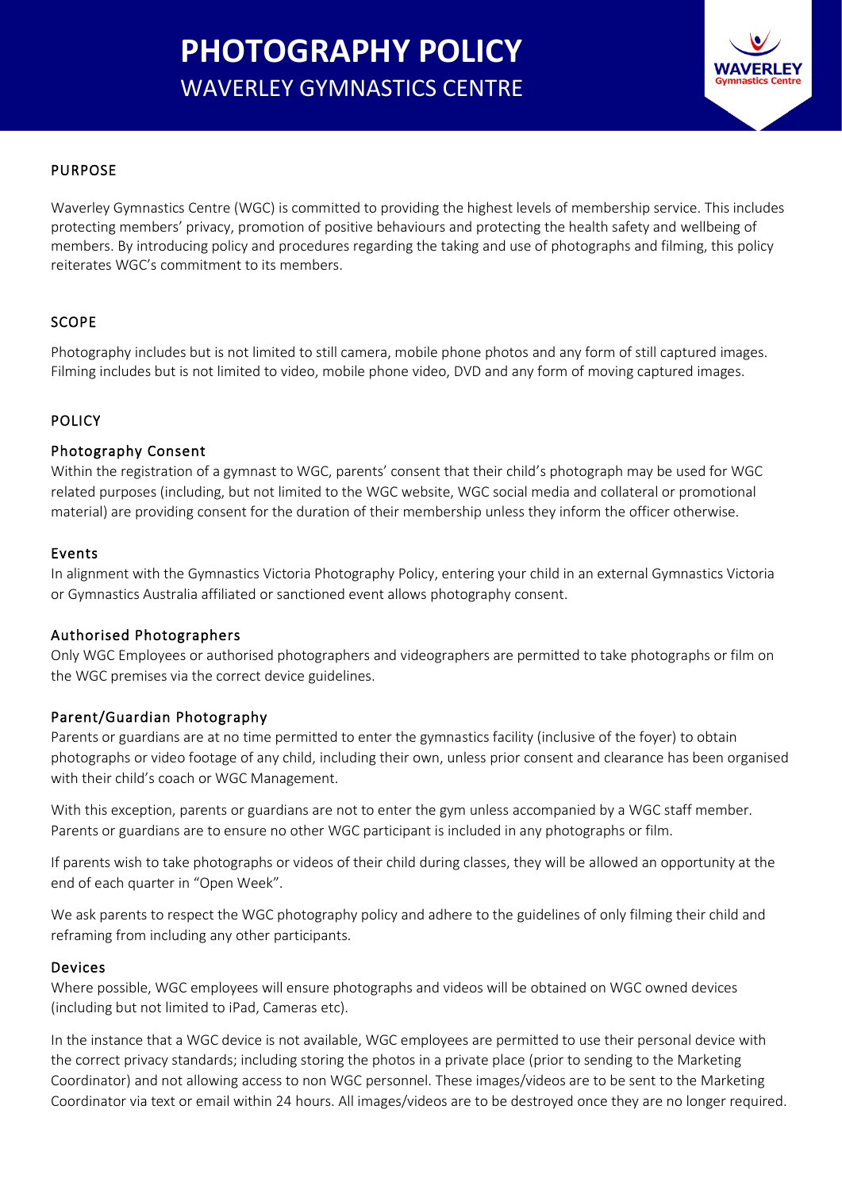# PHOTOGRAPHY POLICY

WAVERLEY GYMNASTICS CENTRE

## PURPOSE

Waverley Gymnastics Centre (WGC) is committed to providing the highest levels of membership service. This includes protecting members' privacy, promotion of positive behaviours and protecting the health safety and wellbeing of members. By introducing policy and procedures regarding the taking and use of photographs and filming, this policy reiterates WGC's commitment to its members.

## SCOPE

Photography includes but is not limited to still camera, mobile phone photos and any form of still captured images. Filming includes but is not limited to video, mobile phone video, DVD and any form of moving captured images.

## POLICY

### Photography Consent

Within the registration of a gymnast to WGC, parents' consent that their child's photograph may be used for WGC related purposes (including, but not limited to the WGC website, WGC social media and collateral or promotional material) are providing consent for the duration of their membership unless they inform the officer otherwise.

### Events

In alignment with the Gymnastics Victoria Photography Policy, entering your child in an external Gymnastics Victoria or Gymnastics Australia affiliated or sanctioned event allows photography consent.

### Authorised Photographers

Only WGC Employees or authorised photographers and videographers are permitted to take photographs or film on the WGC premises via the correct device guidelines.

### Parent/Guardian Photography

Parents or guardians are at no time permitted to enter the gymnastics facility (inclusive of the foyer) to obtain photographs or video footage of any child, including their own, unless prior consent and clearance has been organised with their child's coach or WGC Management.

With this exception, parents or guardians are not to enter the gym unless accompanied by a WGC staff member. Parents or guardians are to ensure no other WGC participant is included in any photographs or film.

If parents wish to take photographs or videos of their child during classes, they will be allowed an opportunity at the end of each quarter in "Open Week".

We ask parents to respect the WGC photography policy and adhere to the guidelines of only filming their child and reframing from including any other participants.

### Devices

Where possible, WGC employees will ensure photographs and videos will be obtained on WGC owned devices (including but not limited to iPad, Cameras etc).

In the instance that a WGC device is not available, WGC employees are permitted to use their personal device with the correct privacy standards; including storing the photos in a private place (prior to sending to the Marketing Coordinator) and not allowing access to non WGC personnel. These images/videos are to be sent to the Marketing Coordinator via text or email within 24 hours. All images/videos are to be destroyed once they are no longer required.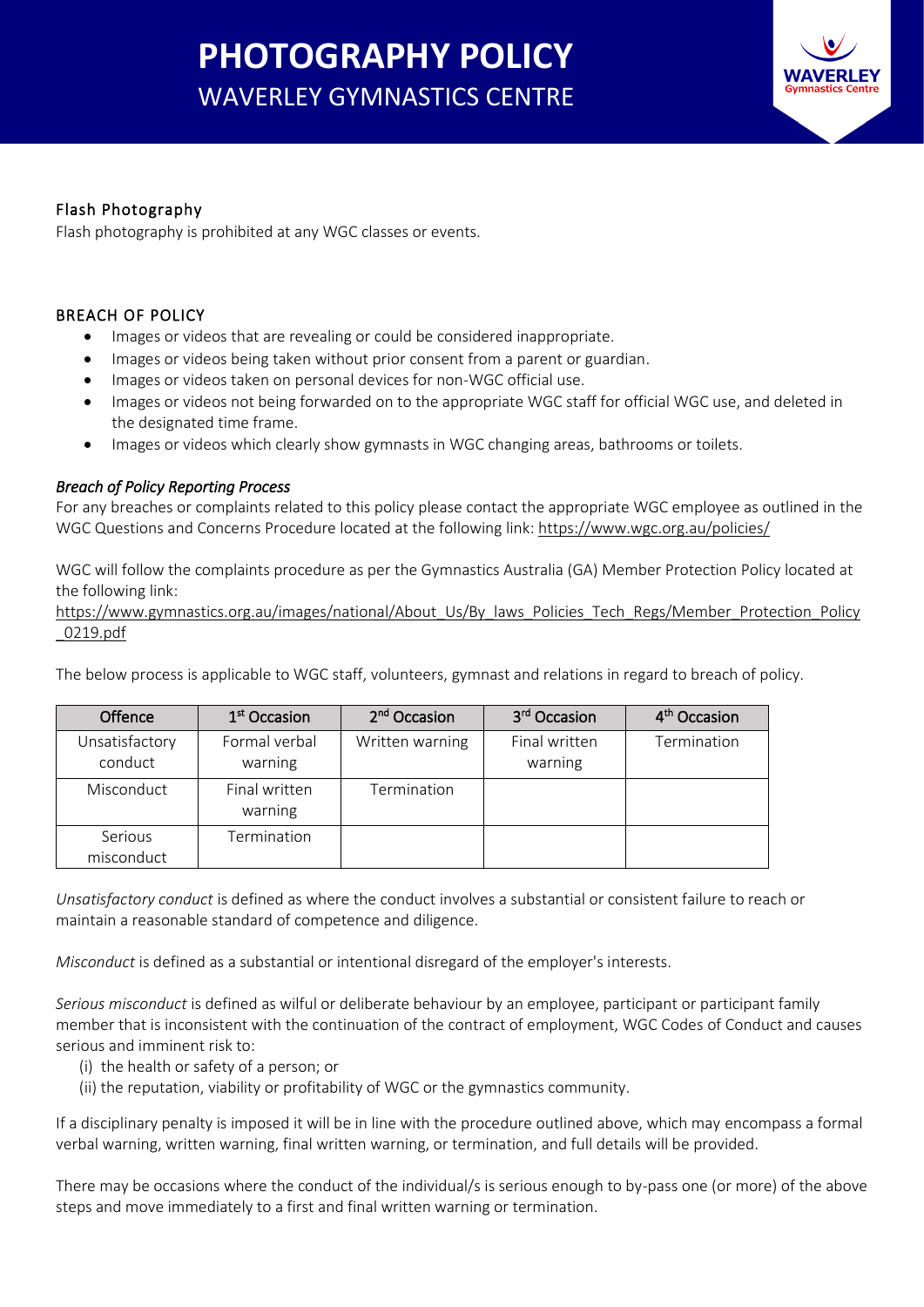### Flash Photography

Flash photography is prohibited at any WGC classes or events.

### BREACH OF POLICY

- Images or videos that are revealing or could be considered inappropriate.
- Images or videos being taken without prior consent from a parent or guardian.
- Images or videos taken on personal devices for non-WGC official use.
- Images or videos not being forwarded on to the appropriate WGC staff for official WGC use, and deleted in the designated time frame.
- Images or videos which clearly show gymnasts in WGC changing areas, bathrooms or toilets.

#### *Breach of Policy Reporting Process*

For any breaches or complaints related to this policy please contact the appropriate WGC employee as outlined in the WGC Questions and Concerns Procedure located at the following link: https://www.wgc.org.au/policies/

WGC will follow the complaints procedure as per the Gymnastics Australia (GA) Member Protection Policy located at the following link:
https://www.gymnastics.org.au/images/national/About_Us/By_laws_Policies_Tech_Regs/Member_Protection_Policy_0219.pdf

The below process is applicable to WGC staff, volunteers, gymnast and relations in regard to breach of policy.

| Offence | 1st Occasion | 2nd Occasion | 3rd Occasion | 4th Occasion |
|---|---|---|---|---|
| Unsatisfactory conduct | Formal verbal warning | Written warning | Final written warning | Termination |
| Misconduct | Final written warning | Termination | | |
| Serious misconduct | Termination | | | |

*Unsatisfactory conduct* is defined as where the conduct involves a substantial or consistent failure to reach or maintain a reasonable standard of competence and diligence.

*Misconduct* is defined as a substantial or intentional disregard of the employer's interests.

*Serious misconduct* is defined as wilful or deliberate behaviour by an employee, participant or participant family member that is inconsistent with the continuation of the contract of employment, WGC Codes of Conduct and causes serious and imminent risk to:

(i) the health or safety of a person; or
(ii) the reputation, viability or profitability of WGC or the gymnastics community.

If a disciplinary penalty is imposed it will be in line with the procedure outlined above, which may encompass a formal verbal warning, written warning, final written warning, or termination, and full details will be provided.

There may be occasions where the conduct of the individual/s is serious enough to by-pass one (or more) of the above steps and move immediately to a first and final written warning or termination.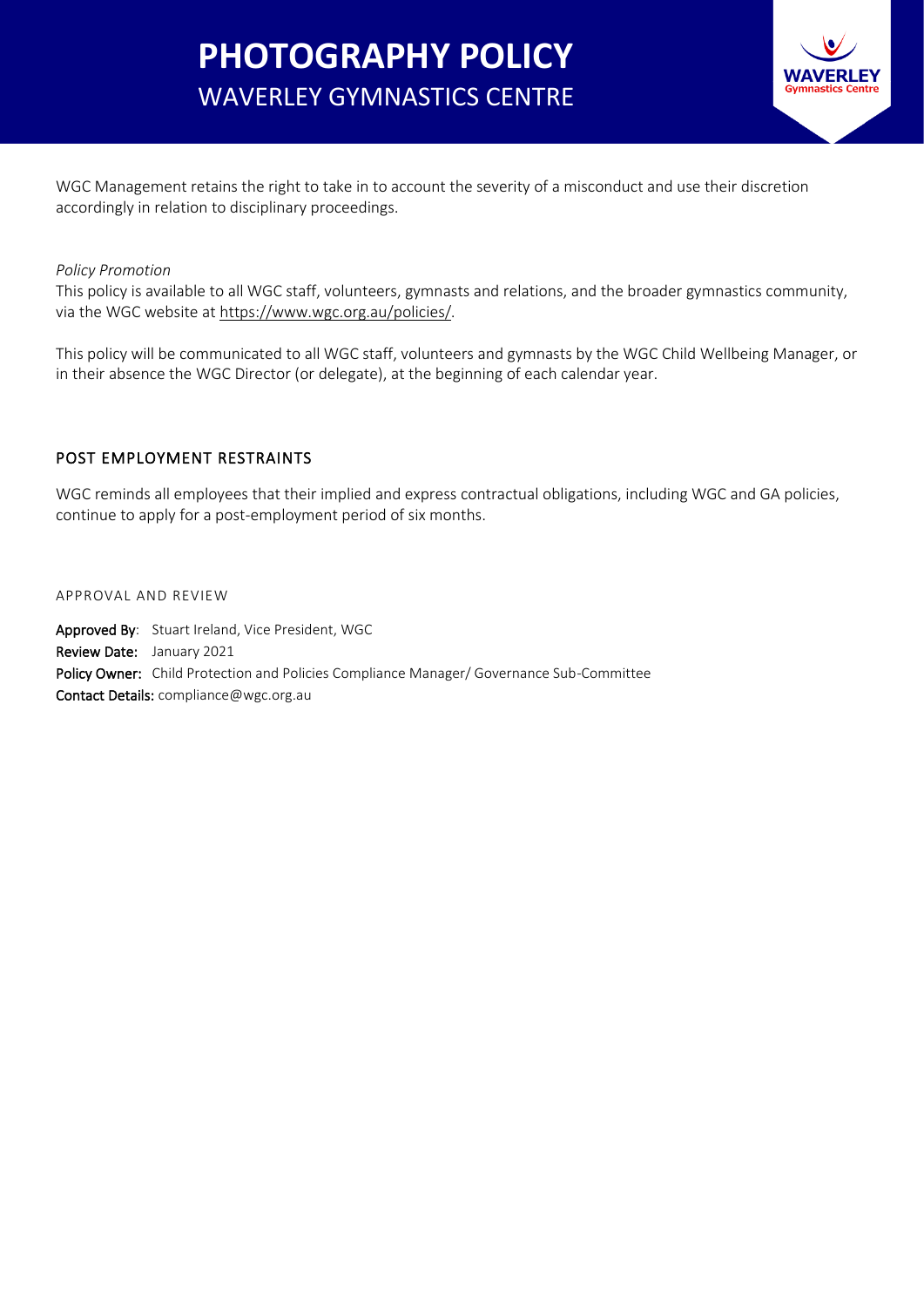WGC Management retains the right to take in to account the severity of a misconduct and use their discretion accordingly in relation to disciplinary proceedings.

*Policy Promotion*

This policy is available to all WGC staff, volunteers, gymnasts and relations, and the broader gymnastics community, via the WGC website at https://www.wgc.org.au/policies/.

This policy will be communicated to all WGC staff, volunteers and gymnasts by the WGC Child Wellbeing Manager, or in their absence the WGC Director (or delegate), at the beginning of each calendar year.

## POST EMPLOYMENT RESTRAINTS

WGC reminds all employees that their implied and express contractual obligations, including WGC and GA policies, continue to apply for a post-employment period of six months.

### APPROVAL AND REVIEW

**Approved By**: Stuart Ireland, Vice President, WGC
**Review Date:** January 2021
**Policy Owner:** Child Protection and Policies Compliance Manager/ Governance Sub-Committee
**Contact Details:** compliance@wgc.org.au